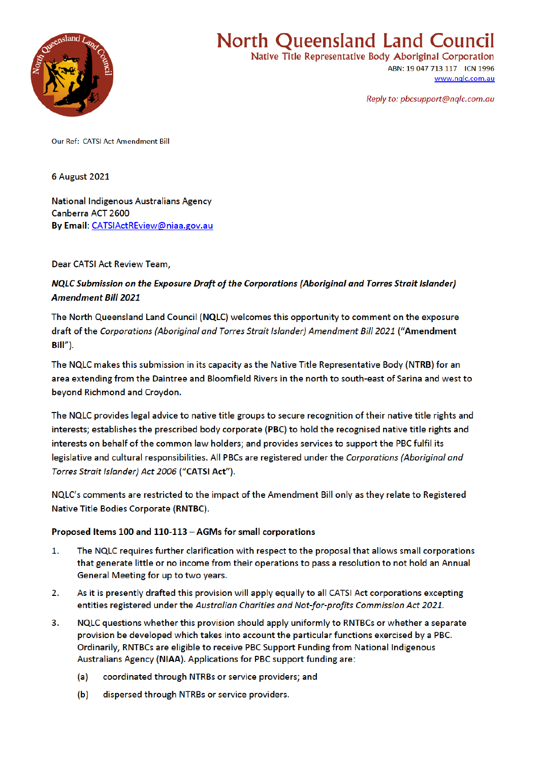# North Queensland Land Council

Native Title Representative Body Aboriginal Corporation

ABN: 19 047 713 117 ICN 1996

www.nqlc.com.au

*Reply to: pbcsupport@nqlc.com.au*

Our Ref: CATSI Act Amendment Bill

6 August 2021

National Indigenous Australians Agency
Canberra ACT 2600
**By Email**: CATSIActREview@niaa.gov.au

Dear CATSI Act Review Team,

***NQLC Submission on the Exposure Draft of the Corporations (Aboriginal and Torres Strait Islander) Amendment Bill 2021***

The North Queensland Land Council (**NQLC**) welcomes this opportunity to comment on the exposure draft of the *Corporations (Aboriginal and Torres Strait Islander) Amendment Bill 2021* (**"Amendment Bill"**).

The NQLC makes this submission in its capacity as the Native Title Representative Body (**NTRB**) for an area extending from the Daintree and Bloomfield Rivers in the north to south-east of Sarina and west to beyond Richmond and Croydon.

The NQLC provides legal advice to native title groups to secure recognition of their native title rights and interests; establishes the prescribed body corporate (**PBC**) to hold the recognised native title rights and interests on behalf of the common law holders; and provides services to support the PBC fulfil its legislative and cultural responsibilities. All PBCs are registered under the *Corporations (Aboriginal and Torres Strait Islander) Act 2006* (**"CATSI Act"**).

NQLC's comments are restricted to the impact of the Amendment Bill only as they relate to Registered Native Title Bodies Corporate (**RNTBC**).

**Proposed Items 100 and 110-113 – AGMs for small corporations**

1. The NQLC requires further clarification with respect to the proposal that allows small corporations that generate little or no income from their operations to pass a resolution to not hold an Annual General Meeting for up to two years.
2. As it is presently drafted this provision will apply equally to all CATSI Act corporations excepting entities registered under the *Australian Charities and Not-for-profits Commission Act 2021.*
3. NQLC questions whether this provision should apply uniformly to RNTBCs or whether a separate provision be developed which takes into account the particular functions exercised by a PBC. Ordinarily, RNTBCs are eligible to receive PBC Support Funding from National Indigenous Australians Agency (**NIAA**). Applications for PBC support funding are:
   (a) coordinated through NTRBs or service providers; and
   (b) dispersed through NTRBs or service providers.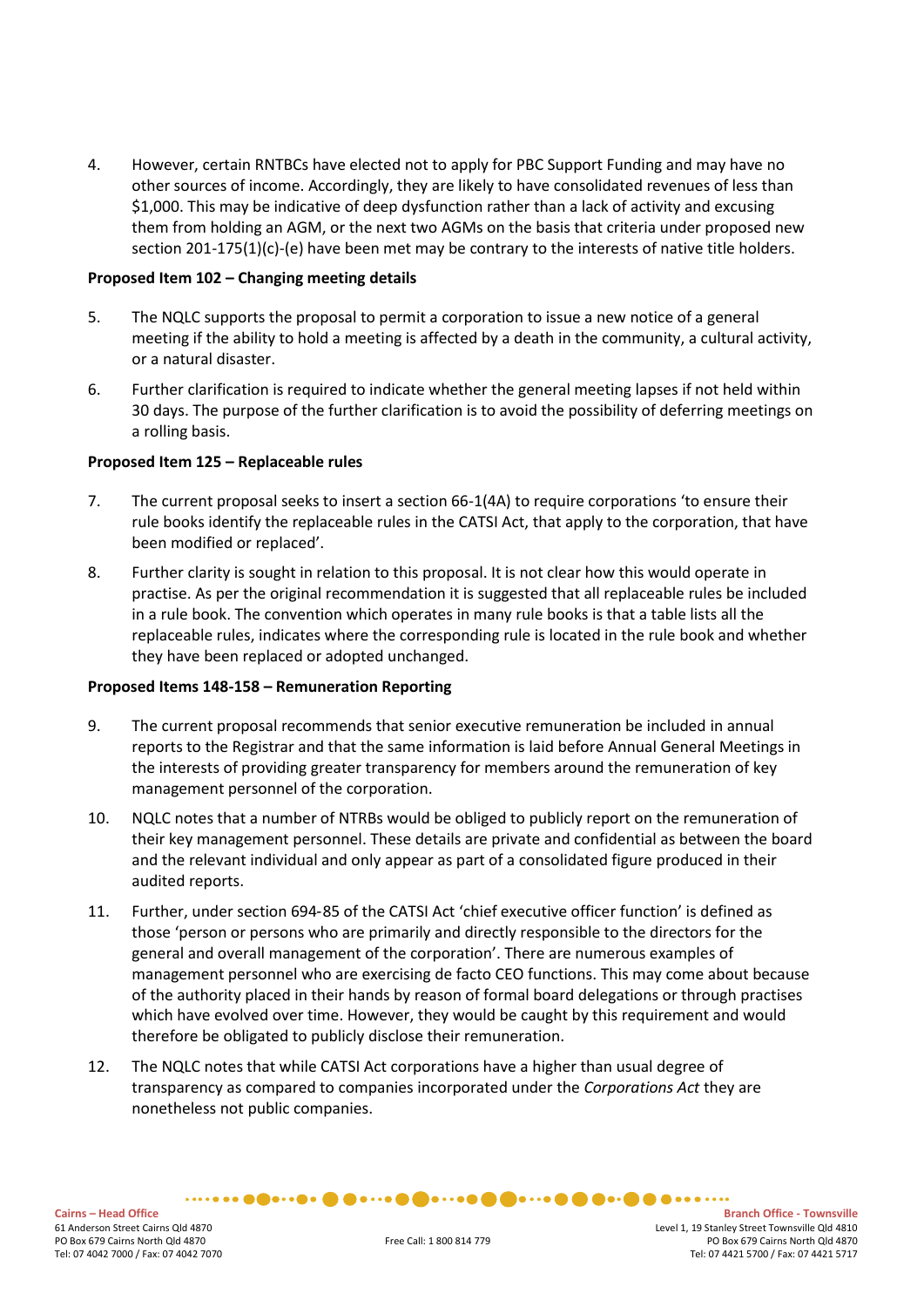4. However, certain RNTBCs have elected not to apply for PBC Support Funding and may have no other sources of income. Accordingly, they are likely to have consolidated revenues of less than $1,000. This may be indicative of deep dysfunction rather than a lack of activity and excusing them from holding an AGM, or the next two AGMs on the basis that criteria under proposed new section 201-175(1)(c)-(e) have been met may be contrary to the interests of native title holders.

**Proposed Item 102 – Changing meeting details**

5. The NQLC supports the proposal to permit a corporation to issue a new notice of a general meeting if the ability to hold a meeting is affected by a death in the community, a cultural activity, or a natural disaster.

6. Further clarification is required to indicate whether the general meeting lapses if not held within 30 days. The purpose of the further clarification is to avoid the possibility of deferring meetings on a rolling basis.

**Proposed Item 125 – Replaceable rules**

7. The current proposal seeks to insert a section 66-1(4A) to require corporations 'to ensure their rule books identify the replaceable rules in the CATSI Act, that apply to the corporation, that have been modified or replaced'.

8. Further clarity is sought in relation to this proposal. It is not clear how this would operate in practise. As per the original recommendation it is suggested that all replaceable rules be included in a rule book. The convention which operates in many rule books is that a table lists all the replaceable rules, indicates where the corresponding rule is located in the rule book and whether they have been replaced or adopted unchanged.

**Proposed Items 148-158 – Remuneration Reporting**

9. The current proposal recommends that senior executive remuneration be included in annual reports to the Registrar and that the same information is laid before Annual General Meetings in the interests of providing greater transparency for members around the remuneration of key management personnel of the corporation.

10. NQLC notes that a number of NTRBs would be obliged to publicly report on the remuneration of their key management personnel. These details are private and confidential as between the board and the relevant individual and only appear as part of a consolidated figure produced in their audited reports.

11. Further, under section 694-85 of the CATSI Act 'chief executive officer function' is defined as those 'person or persons who are primarily and directly responsible to the directors for the general and overall management of the corporation'. There are numerous examples of management personnel who are exercising de facto CEO functions. This may come about because of the authority placed in their hands by reason of formal board delegations or through practises which have evolved over time. However, they would be caught by this requirement and would therefore be obligated to publicly disclose their remuneration.

12. The NQLC notes that while CATSI Act corporations have a higher than usual degree of transparency as compared to companies incorporated under the *Corporations Act* they are nonetheless not public companies.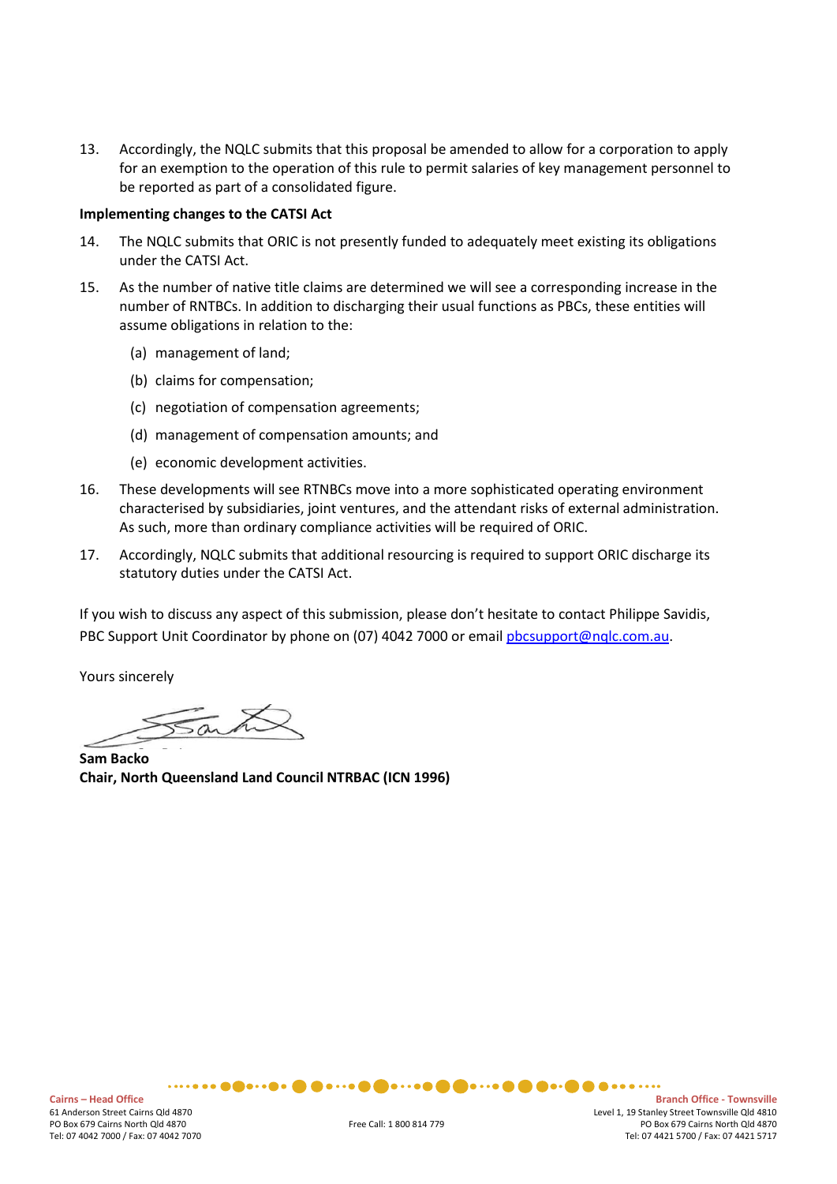13. Accordingly, the NQLC submits that this proposal be amended to allow for a corporation to apply for an exemption to the operation of this rule to permit salaries of key management personnel to be reported as part of a consolidated figure.

**Implementing changes to the CATSI Act**

14. The NQLC submits that ORIC is not presently funded to adequately meet existing its obligations under the CATSI Act.

15. As the number of native title claims are determined we will see a corresponding increase in the number of RNTBCs. In addition to discharging their usual functions as PBCs, these entities will assume obligations in relation to the:

    (a) management of land;

    (b) claims for compensation;

    (c) negotiation of compensation agreements;

    (d) management of compensation amounts; and

    (e) economic development activities.

16. These developments will see RTNBCs move into a more sophisticated operating environment characterised by subsidiaries, joint ventures, and the attendant risks of external administration. As such, more than ordinary compliance activities will be required of ORIC.

17. Accordingly, NQLC submits that additional resourcing is required to support ORIC discharge its statutory duties under the CATSI Act.

If you wish to discuss any aspect of this submission, please don't hesitate to contact Philippe Savidis, PBC Support Unit Coordinator by phone on (07) 4042 7000 or email pbcsupport@nqlc.com.au.

Yours sincerely

**Sam Backo**
**Chair, North Queensland Land Council NTRBAC (ICN 1996)**

**Cairns – Head Office**
61 Anderson Street Cairns Qld 4870
PO Box 679 Cairns North Qld 4870
Tel: 07 4042 7000 / Fax: 07 4042 7070

Free Call: 1 800 814 779

**Branch Office - Townsville**
Level 1, 19 Stanley Street Townsville Qld 4810
PO Box 679 Cairns North Qld 4870
Tel: 07 4421 5700 / Fax: 07 4421 5717